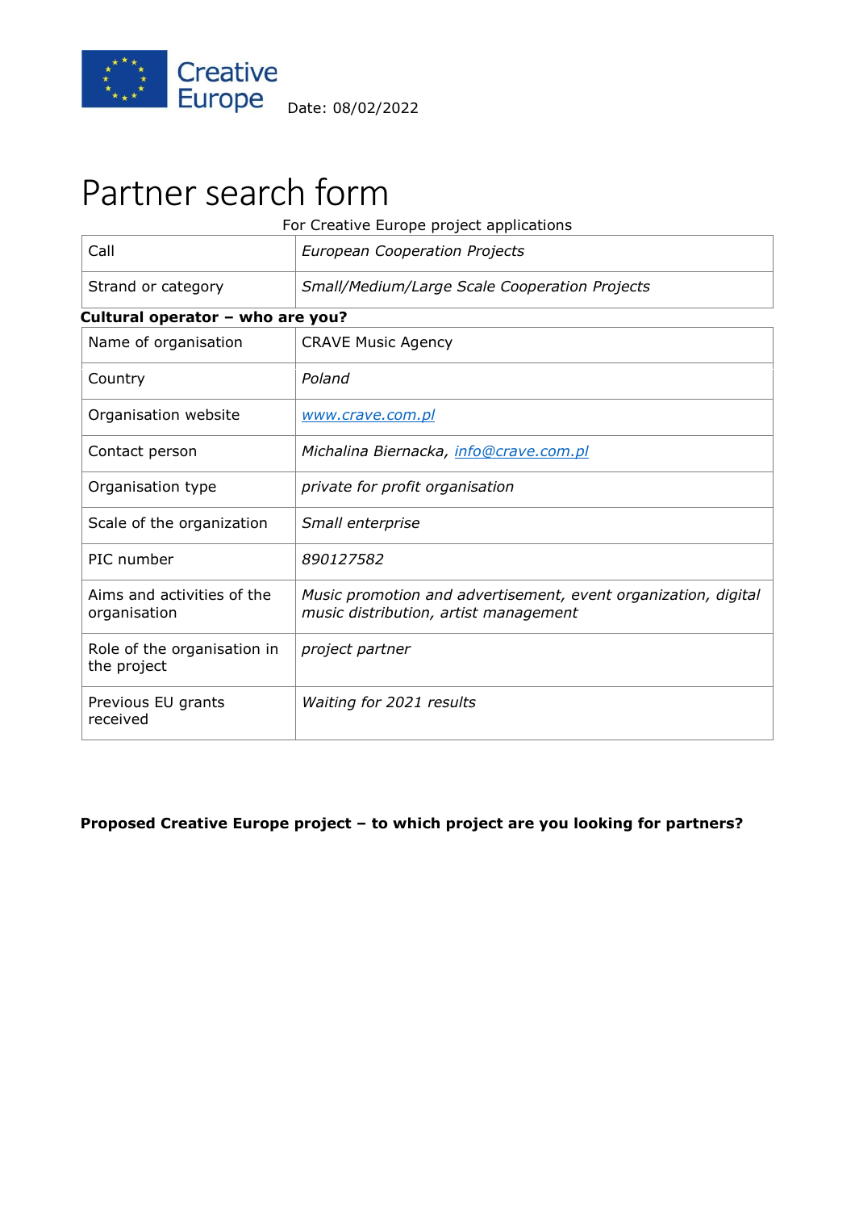Creative Europe

Date: 08/02/2022

# Partner search form

For Creative Europe project applications

| | |
|---|---|
| Call | *European Cooperation Projects* |
| Strand or category | *Small/Medium/Large Scale Cooperation Projects* |

**Cultural operator – who are you?**

| | |
|---|---|
| Name of organisation | CRAVE Music Agency |
| Country | *Poland* |
| Organisation website | *www.crave.com.pl* |
| Contact person | *Michalina Biernacka, info@crave.com.pl* |
| Organisation type | *private for profit organisation* |
| Scale of the organization | *Small enterprise* |
| PIC number | *890127582* |
| Aims and activities of the organisation | *Music promotion and advertisement, event organization, digital music distribution, artist management* |
| Role of the organisation in the project | *project partner* |
| Previous EU grants received | *Waiting for 2021 results* |

**Proposed Creative Europe project – to which project are you looking for partners?**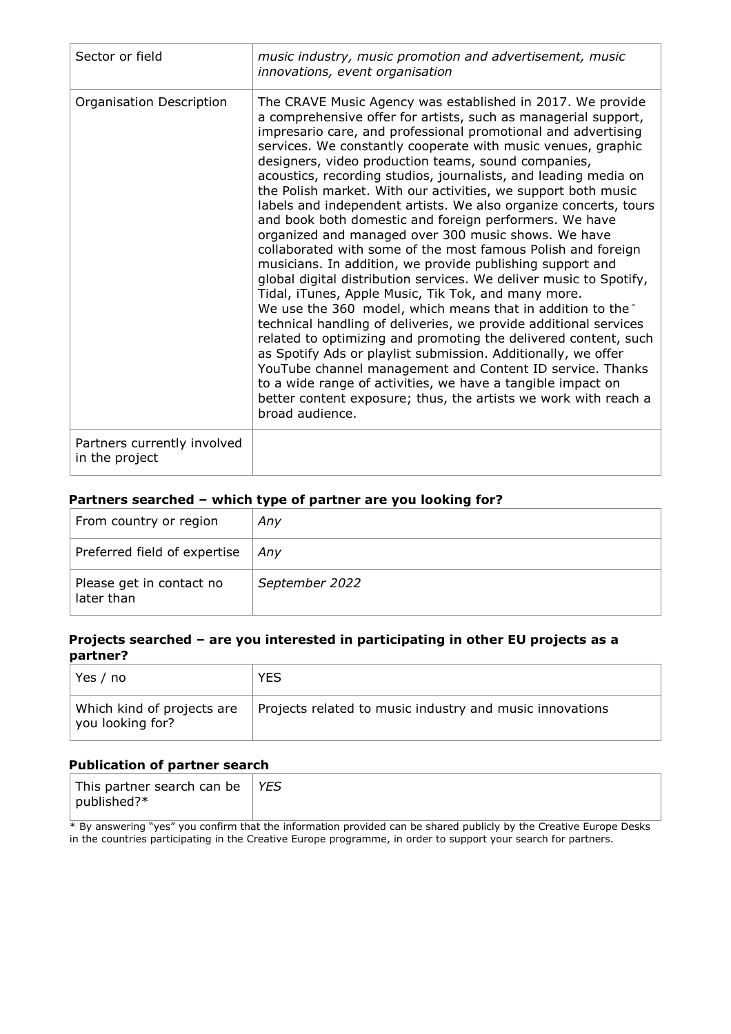| | |
|---|---|
| Sector or field | *music industry, music promotion and advertisement, music innovations, event organisation* |
| Organisation Description | The CRAVE Music Agency was established in 2017. We provide a comprehensive offer for artists, such as managerial support, impresario care, and professional promotional and advertising services. We constantly cooperate with music venues, graphic designers, video production teams, sound companies, acoustics, recording studios, journalists, and leading media on the Polish market. With our activities, we support both music labels and independent artists. We also organize concerts, tours and book both domestic and foreign performers. We have organized and managed over 300 music shows. We have collaborated with some of the most famous Polish and foreign musicians. In addition, we provide publishing support and global digital distribution services. We deliver music to Spotify, Tidal, iTunes, Apple Music, Tik Tok, and many more. We use the 360 model, which means that in addition to the technical handling of deliveries, we provide additional services related to optimizing and promoting the delivered content, such as Spotify Ads or playlist submission. Additionally, we offer YouTube channel management and Content ID service. Thanks to a wide range of activities, we have a tangible impact on better content exposure; thus, the artists we work with reach a broad audience. |
| Partners currently involved in the project | |

**Partners searched – which type of partner are you looking for?**

| | |
|---|---|
| From country or region | *Any* |
| Preferred field of expertise | *Any* |
| Please get in contact no later than | *September 2022* |

**Projects searched – are you interested in participating in other EU projects as a partner?**

| | |
|---|---|
| Yes / no | YES |
| Which kind of projects are you looking for? | Projects related to music industry and music innovations |

**Publication of partner search**

| | |
|---|---|
| This partner search can be published?* | *YES* |

* By answering "yes" you confirm that the information provided can be shared publicly by the Creative Europe Desks in the countries participating in the Creative Europe programme, in order to support your search for partners.